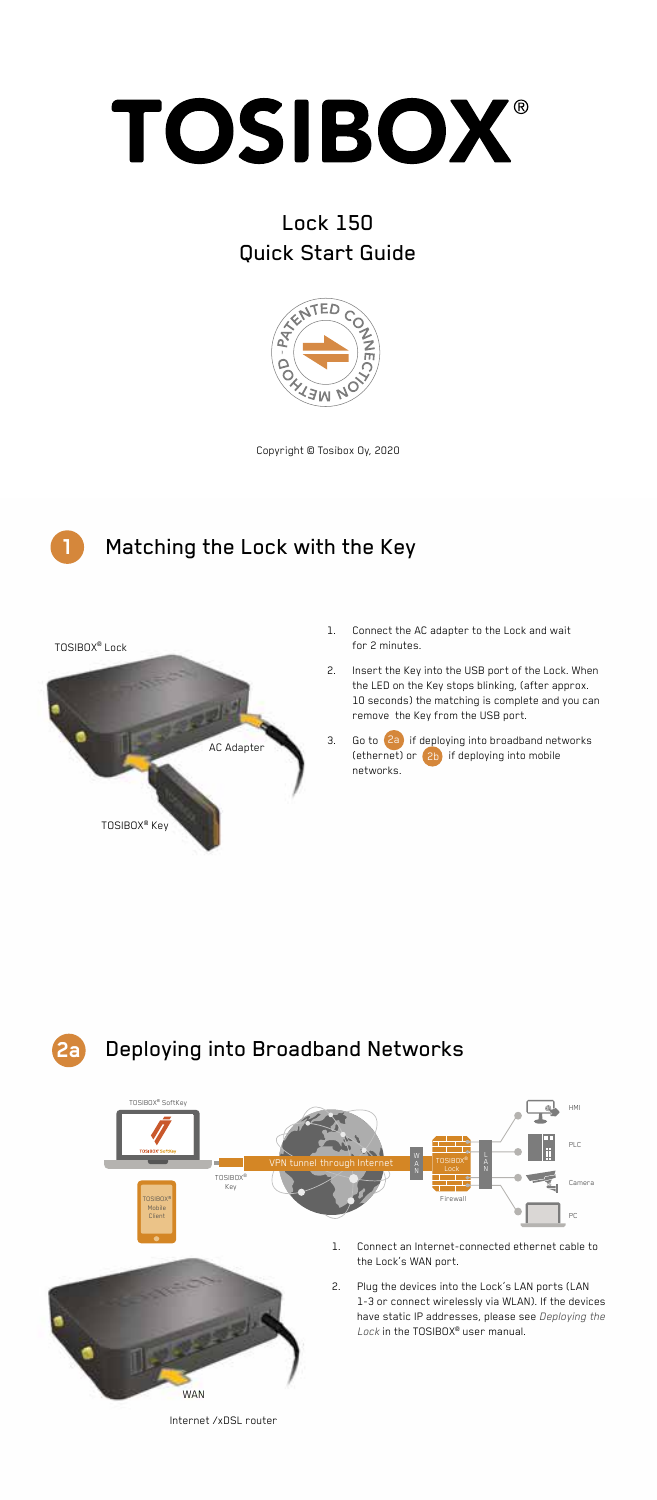# TOSIBOX®

## Lock 150
## Quick Start Guide

Copyright © Tosibox Oy, 2020

## 1 Matching the Lock with the Key

TOSIBOX® Lock

AC Adapter

TOSIBOX® Key

1. Connect the AC adapter to the Lock and wait for 2 minutes.
2. Insert the Key into the USB port of the Lock. When the LED on the Key stops blinking, (after approx. 10 seconds) the matching is complete and you can remove the Key from the USB port.
3. Go to 2a if deploying into broadband networks (ethernet) or 2b if deploying into mobile networks.

## 2a Deploying into Broadband Networks

TOSIBOX® SoftKey

TOSIBOX® Key

TOSIBOX® Mobile Client

VPN tunnel through Internet

WAN

TOSIBOX® Lock

LAN

Firewall

HMI

PLC

Camera

PC

1. Connect an Internet-connected ethernet cable to the Lock's WAN port.
2. Plug the devices into the Lock's LAN ports (LAN 1-3 or connect wirelessly via WLAN). If the devices have static IP addresses, please see *Deploying the Lock* in the TOSIBOX® user manual.

WAN

Internet /xDSL router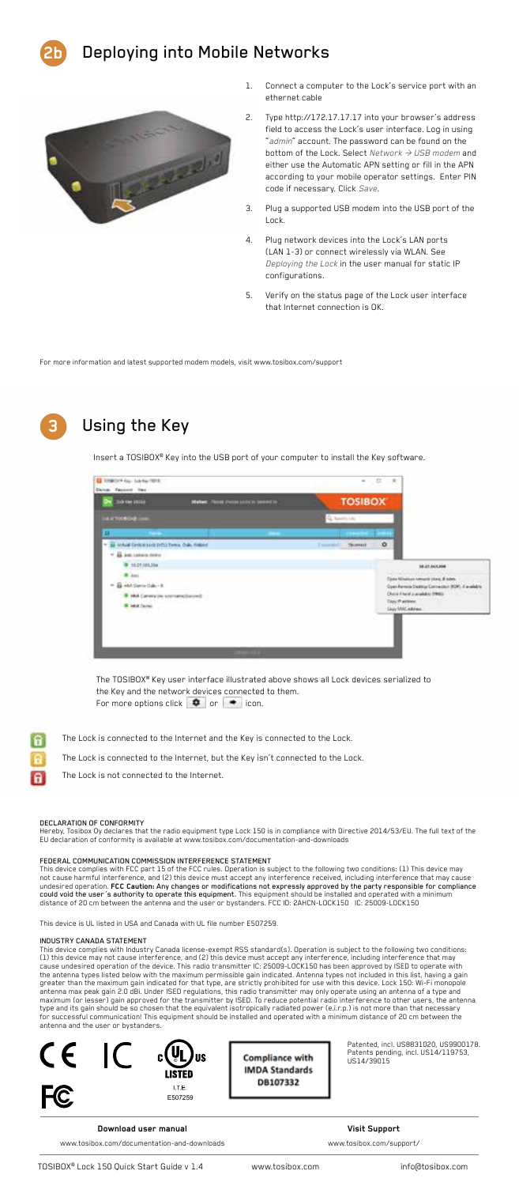## 2b Deploying into Mobile Networks

1. Connect a computer to the Lock's service port with an ethernet cable
2. Type http://172.17.17.17 into your browser's address field to access the Lock's user interface. Log in using "*admin*" account. The password can be found on the bottom of the Lock. Select *Network → USB modem* and either use the Automatic APN setting or fill in the APN according to your mobile operator settings. Enter PIN code if necessary. Click *Save*.
3. Plug a supported USB modem into the USB port of the Lock.
4. Plug network devices into the Lock's LAN ports (LAN 1-3) or connect wirelessly via WLAN. See *Deploying the Lock* in the user manual for static IP configurations.
5. Verify on the status page of the Lock user interface that Internet connection is OK.

For more information and latest supported modem models, visit www.tosibox.com/support

## 3 Using the Key

Insert a TOSIBOX® Key into the USB port of your computer to install the Key software.

The TOSIBOX® Key user interface illustrated above shows all Lock devices serialized to the Key and the network devices connected to them.
For more options click or icon.

The Lock is connected to the Internet and the Key is connected to the Lock.

The Lock is connected to the Internet, but the Key isn't connected to the Lock.

The Lock is not connected to the Internet.

### DECLARATION OF CONFORMITY

Hereby, Tosibox Oy declares that the radio equipment type Lock 150 is in compliance with Directive 2014/53/EU. The full text of the EU declaration of conformity is available at www.tosibox.com/documentation-and-downloads

### FEDERAL COMMUNICATION COMMISSION INTERFERENCE STATEMENT

This device complies with FCC part 15 of the FCC rules. Operation is subject to the following two conditions: (1) This device may not cause harmful interference, and (2) this device must accept any interference received, including interference that may cause undesired operation. **FCC Caution: Any changes or modifications not expressly approved by the party responsible for compliance could void the user's authority to operate this equipment.** This equipment should be installed and operated with a minimum distance of 20 cm between the antenna and the user or bystanders. FCC ID: 2AHCN-LOCK150 IC: 25009-LOCK150

This device is UL listed in USA and Canada with UL file number E507259.

### INDUSTRY CANADA STATEMENT

This device complies with Industry Canada license-exempt RSS standard(s). Operation is subject to the following two conditions: (1) this device may not cause interference, and (2) this device must accept any interference, including interference that may cause undesired operation of the device. This radio transmitter IC: 25009-LOCK150 has been approved by ISED to operate with the antenna types listed below with the maximum permissible gain indicated. Antenna types not included in this list, having a gain greater than the maximum gain indicated for that type, are strictly prohibited for use with this device. Lock 150: Wi-Fi monopole antenna max peak gain 2.0 dBi. Under ISED regulations, this radio transmitter may only operate using an antenna of a type and maximum (or lesser) gain approved for the transmitter by ISED. To reduce potential radio interference to other users, the antenna type and its gain should be so chosen that the equivalent isotropically radiated power (e.i.r.p.) is not more than that necessary for successful communication! This equipment should be installed and operated with a minimum distance of 20 cm between the antenna and the user or bystanders.

c UL us LISTED I.T.E. E507259

Compliance with IMDA Standards DB107332

Patented, incl. US8831020, US9900178. Patents pending, incl. US14/119753, US14/39015

**Download user manual**
www.tosibox.com/documentation-and-downloads

**Visit Support**
www.tosibox.com/support/

TOSIBOX® Lock 150 Quick Start Guide v 1.4 www.tosibox.com info@tosibox.com